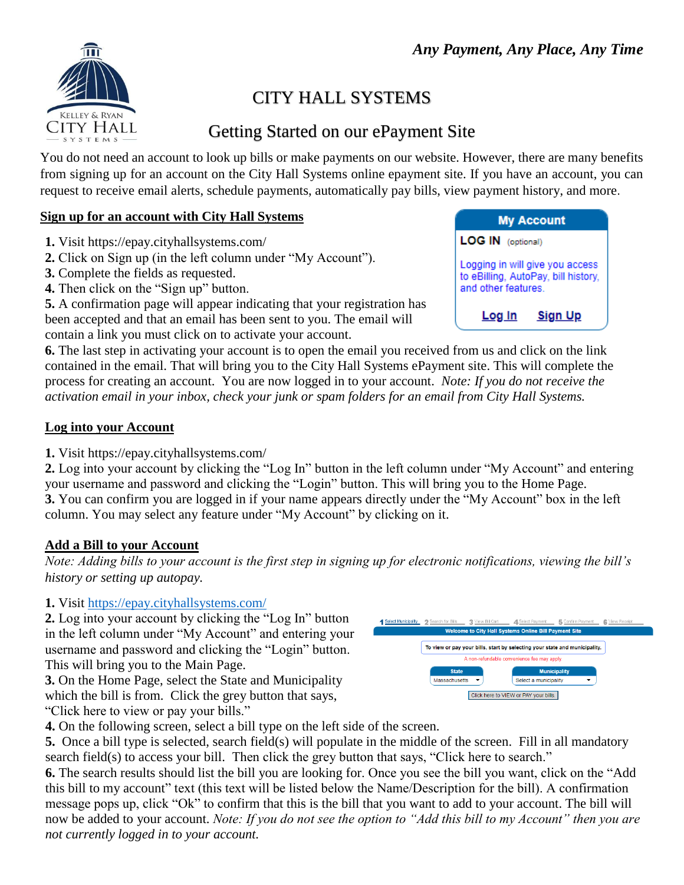*Any Payment, Any Place, Any Time*

# CITY HALL SYSTEMS

## Getting Started on our ePayment Site

You do not need an account to look up bills or make payments on our website. However, there are many benefits from signing up for an account on the City Hall Systems online epayment site. If you have an account, you can request to receive email alerts, schedule payments, automatically pay bills, view payment history, and more.

### Sign up for an account with City Hall Systems

**My Account**

**LOG IN** (optional)

Logging in will give you access to eBilling, AutoPay, bill history, and other features.

Log In   Sign Up

**1.** Visit https://epay.cityhallsystems.com/
**2.** Click on Sign up (in the left column under "My Account").
**3.** Complete the fields as requested.
**4.** Then click on the "Sign up" button.
**5.** A confirmation page will appear indicating that your registration has been accepted and that an email has been sent to you. The email will contain a link you must click on to activate your account.
**6.** The last step in activating your account is to open the email you received from us and click on the link contained in the email. That will bring you to the City Hall Systems ePayment site. This will complete the process for creating an account. You are now logged in to your account. *Note: If you do not receive the activation email in your inbox, check your junk or spam folders for an email from City Hall Systems.*

### Log into your Account

**1.** Visit https://epay.cityhallsystems.com/
**2.** Log into your account by clicking the "Log In" button in the left column under "My Account" and entering your username and password and clicking the "Login" button. This will bring you to the Home Page.
**3.** You can confirm you are logged in if your name appears directly under the "My Account" box in the left column. You may select any feature under "My Account" by clicking on it.

### Add a Bill to your Account

*Note: Adding bills to your account is the first step in signing up for electronic notifications, viewing the bill's history or setting up autopay.*

**1.** Visit https://epay.cityhallsystems.com/
**2.** Log into your account by clicking the "Log In" button in the left column under "My Account" and entering your username and password and clicking the "Login" button. This will bring you to the Main Page.
**3.** On the Home Page, select the State and Municipality which the bill is from. Click the grey button that says, "Click here to view or pay your bills."

1 Select Municipality   2 Search for Bills   3 View Bill Cart   4 Select Payment   5 Confirm Payment   6 View Receipt

**Welcome to City Hall Systems Online Bill Payment Site**

To view or pay your bills, start by selecting your state and municipality.

A non-refundable convenience fee may apply.

State: Massachusetts   Municipality: Select a municipality

Click here to VIEW or PAY your bills

**4.** On the following screen, select a bill type on the left side of the screen.
**5.** Once a bill type is selected, search field(s) will populate in the middle of the screen. Fill in all mandatory search field(s) to access your bill. Then click the grey button that says, "Click here to search."
**6.** The search results should list the bill you are looking for. Once you see the bill you want, click on the "Add this bill to my account" text (this text will be listed below the Name/Description for the bill). A confirmation message pops up, click "Ok" to confirm that this is the bill that you want to add to your account. The bill will now be added to your account. *Note: If you do not see the option to "Add this bill to my Account" then you are not currently logged in to your account.*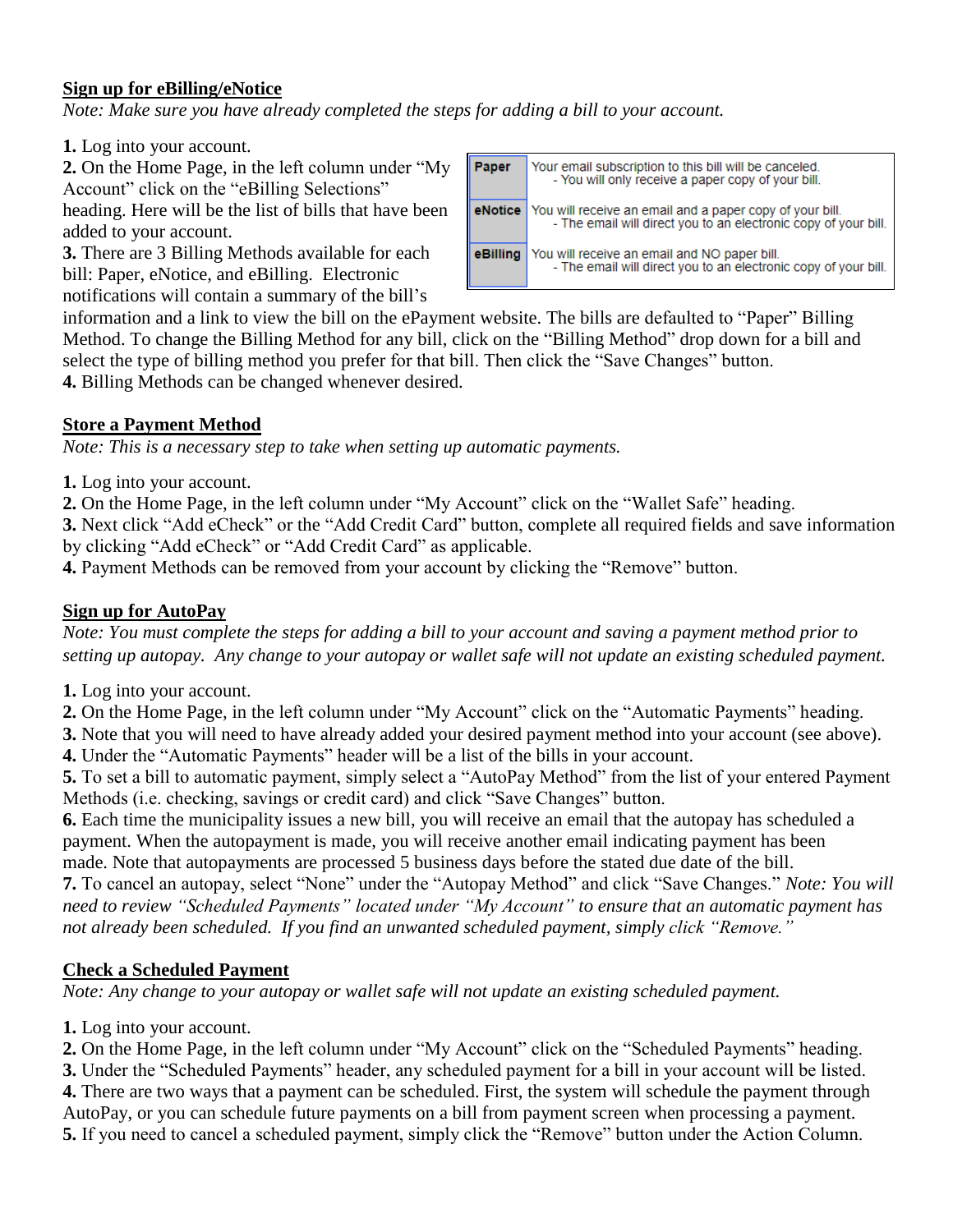## Sign up for eBilling/eNotice

*Note: Make sure you have already completed the steps for adding a bill to your account.*

**1.** Log into your account.
**2.** On the Home Page, in the left column under "My Account" click on the "eBilling Selections" heading. Here will be the list of bills that have been added to your account.
**3.** There are 3 Billing Methods available for each bill: Paper, eNotice, and eBilling. Electronic notifications will contain a summary of the bill's information and a link to view the bill on the ePayment website. The bills are defaulted to "Paper" Billing Method. To change the Billing Method for any bill, click on the "Billing Method" drop down for a bill and select the type of billing method you prefer for that bill. Then click the "Save Changes" button.
**4.** Billing Methods can be changed whenever desired.

| | |
|---|---|
| **Paper** | Your email subscription to this bill will be canceled. - You will only receive a paper copy of your bill. |
| **eNotice** | You will receive an email and a paper copy of your bill. - The email will direct you to an electronic copy of your bill. |
| **eBilling** | You will receive an email and NO paper bill. - The email will direct you to an electronic copy of your bill. |

## Store a Payment Method

*Note: This is a necessary step to take when setting up automatic payments.*

**1.** Log into your account.
**2.** On the Home Page, in the left column under "My Account" click on the "Wallet Safe" heading.
**3.** Next click "Add eCheck" or the "Add Credit Card" button, complete all required fields and save information by clicking "Add eCheck" or "Add Credit Card" as applicable.
**4.** Payment Methods can be removed from your account by clicking the "Remove" button.

## Sign up for AutoPay

*Note: You must complete the steps for adding a bill to your account and saving a payment method prior to setting up autopay. Any change to your autopay or wallet safe will not update an existing scheduled payment.*

**1.** Log into your account.
**2.** On the Home Page, in the left column under "My Account" click on the "Automatic Payments" heading.
**3.** Note that you will need to have already added your desired payment method into your account (see above).
**4.** Under the "Automatic Payments" header will be a list of the bills in your account.
**5.** To set a bill to automatic payment, simply select a "AutoPay Method" from the list of your entered Payment Methods (i.e. checking, savings or credit card) and click "Save Changes" button.
**6.** Each time the municipality issues a new bill, you will receive an email that the autopay has scheduled a payment. When the autopayment is made, you will receive another email indicating payment has been made. Note that autopayments are processed 5 business days before the stated due date of the bill.
**7.** To cancel an autopay, select "None" under the "Autopay Method" and click "Save Changes." *Note: You will need to review "Scheduled Payments" located under "My Account" to ensure that an automatic payment has not already been scheduled. If you find an unwanted scheduled payment, simply click "Remove."*

## Check a Scheduled Payment

*Note: Any change to your autopay or wallet safe will not update an existing scheduled payment.*

**1.** Log into your account.
**2.** On the Home Page, in the left column under "My Account" click on the "Scheduled Payments" heading.
**3.** Under the "Scheduled Payments" header, any scheduled payment for a bill in your account will be listed.
**4.** There are two ways that a payment can be scheduled. First, the system will schedule the payment through AutoPay, or you can schedule future payments on a bill from payment screen when processing a payment.
**5.** If you need to cancel a scheduled payment, simply click the "Remove" button under the Action Column.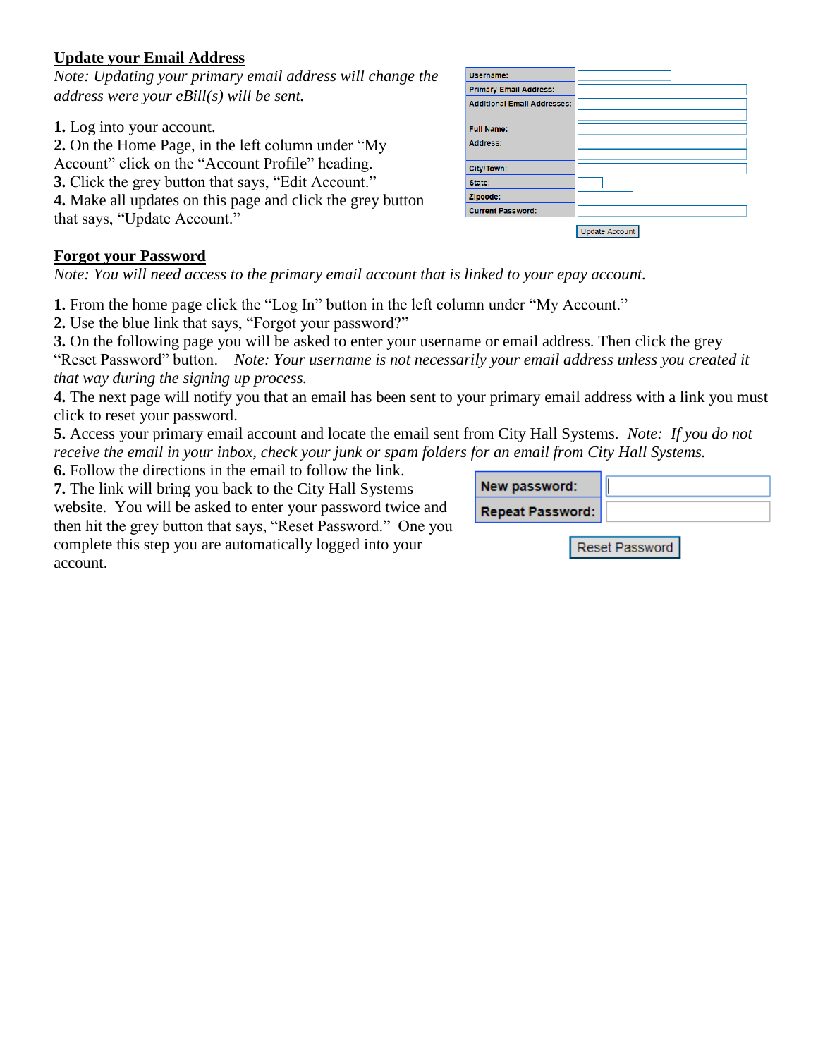## Update your Email Address

*Note: Updating your primary email address will change the address were your eBill(s) will be sent.*

**1.** Log into your account.
**2.** On the Home Page, in the left column under "My Account" click on the "Account Profile" heading.
**3.** Click the grey button that says, "Edit Account."
**4.** Make all updates on this page and click the grey button that says, "Update Account."

| | |
|---|---|
| Username: | |
| Primary Email Address: | |
| Additional Email Addresses: | |
| Full Name: | |
| Address: | |
| City/Town: | |
| State: | |
| Zipcode: | |
| Current Password: | |

Update Account

## Forgot your Password

*Note: You will need access to the primary email account that is linked to your epay account.*

**1.** From the home page click the "Log In" button in the left column under "My Account."
**2.** Use the blue link that says, "Forgot your password?"
**3.** On the following page you will be asked to enter your username or email address. Then click the grey "Reset Password" button. *Note: Your username is not necessarily your email address unless you created it that way during the signing up process.*
**4.** The next page will notify you that an email has been sent to your primary email address with a link you must click to reset your password.
**5.** Access your primary email account and locate the email sent from City Hall Systems. *Note: If you do not receive the email in your inbox, check your junk or spam folders for an email from City Hall Systems.*
**6.** Follow the directions in the email to follow the link.
**7.** The link will bring you back to the City Hall Systems website. You will be asked to enter your password twice and then hit the grey button that says, "Reset Password." One you complete this step you are automatically logged into your account.

| | |
|---|---|
| New password: | |
| Repeat Password: | |

Reset Password